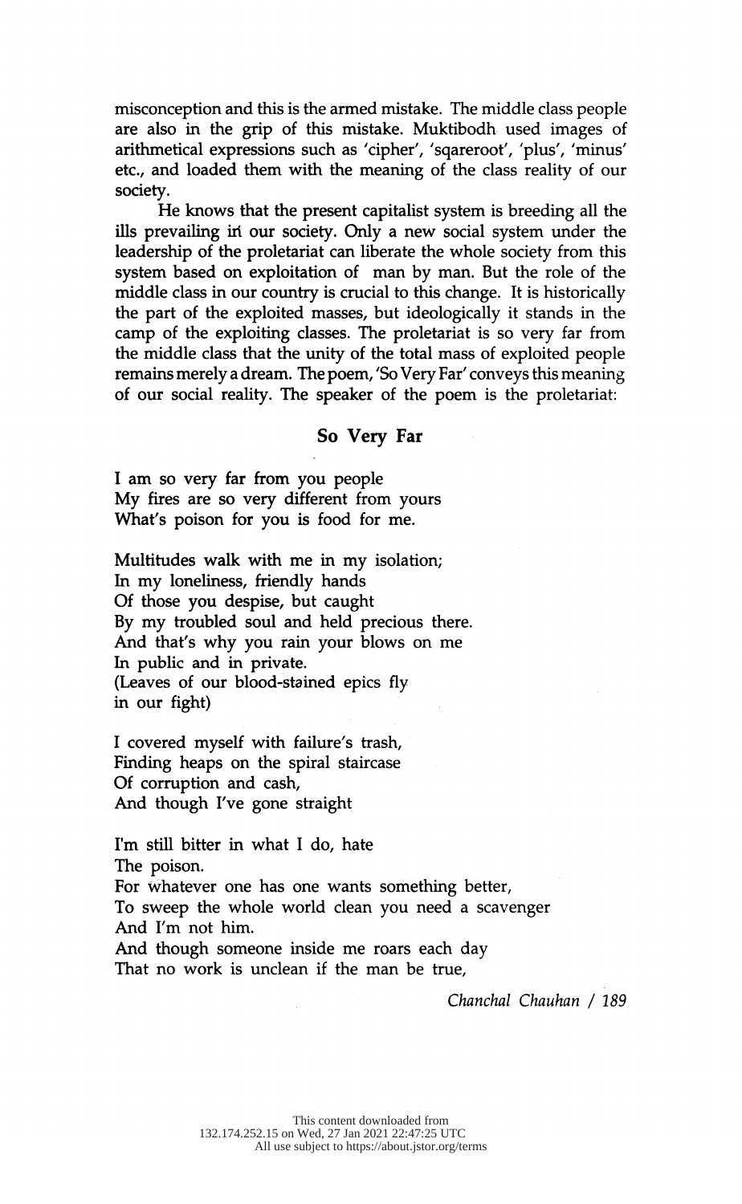misconception and this is the armed mistake. The middle class people are also in the grip of this mistake. Muktibodh used images of arithmetical expressions such as 'cipher', 'sqareroot', 'plus', 'minus' etc., and loaded them with the meaning of the class reality of our society.

He knows that the present capitalist system is breeding all the ills prevailing in our society. Only a new social system under the leadership of the proletariat can liberate the whole society from this system based on exploitation of man by man. But the role of the middle class in our country is crucial to this change. It is historically the part of the exploited masses, but ideologically it stands in the camp of the exploiting classes. The proletariat is so very far from the middle class that the unity of the total mass of exploited people remains merely a dream. The poem, 'So Very Far' conveys this meaning of our social reality. The speaker of the poem is the proletariat:

## So Very Far

I am so very far from you people
My fires are so very different from yours
What's poison for you is food for me.

Multitudes walk with me in my isolation;
In my loneliness, friendly hands
Of those you despise, but caught
By my troubled soul and held precious there.
And that's why you rain your blows on me
In public and in private.
(Leaves of our blood-stained epics fly
in our fight)

I covered myself with failure's trash,
Finding heaps on the spiral staircase
Of corruption and cash,
And though I've gone straight

I'm still bitter in what I do, hate
The poison.
For whatever one has one wants something better,
To sweep the whole world clean you need a scavenger
And I'm not him.
And though someone inside me roars each day
That no work is unclean if the man be true,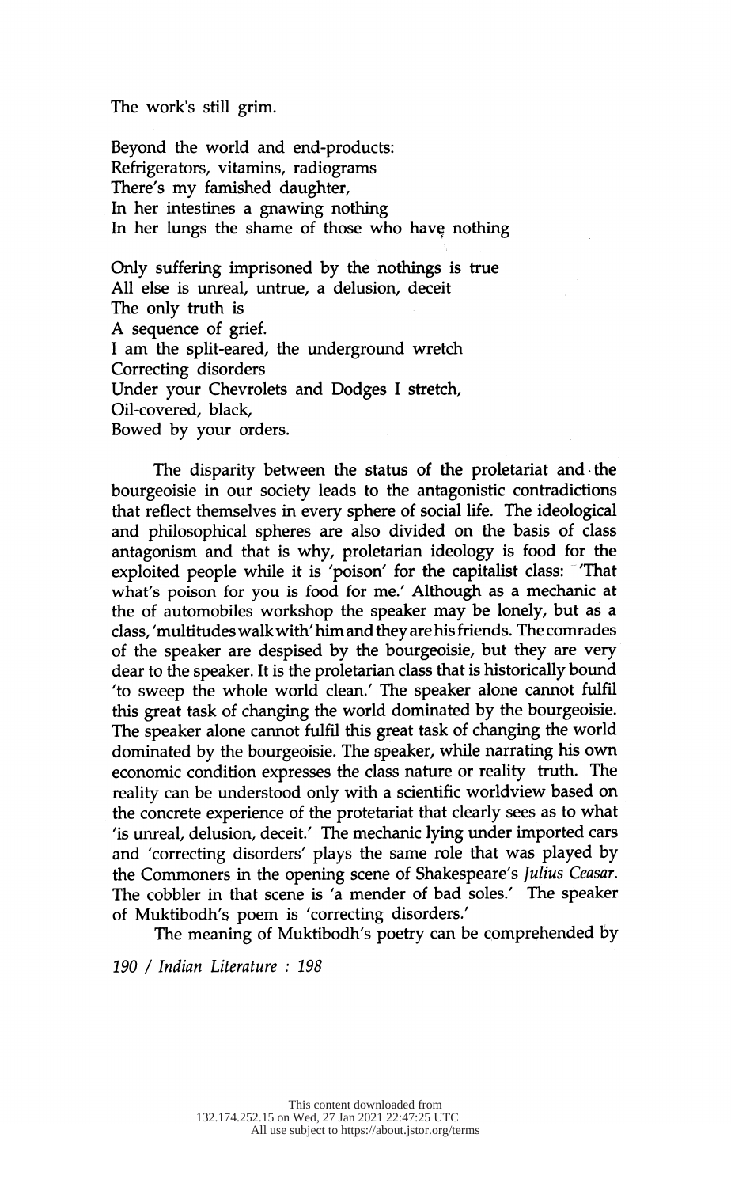The work's still grim.

Beyond the world and end-products:  
Refrigerators, vitamins, radiograms  
There's my famished daughter,  
In her intestines a gnawing nothing  
In her lungs the shame of those who have nothing

Only suffering imprisoned by the nothings is true  
All else is unreal, untrue, a delusion, deceit  
The only truth is  
A sequence of grief.  
I am the split-eared, the underground wretch  
Correcting disorders  
Under your Chevrolets and Dodges I stretch,  
Oil-covered, black,  
Bowed by your orders.

The disparity between the status of the proletariat and the bourgeoisie in our society leads to the antagonistic contradictions that reflect themselves in every sphere of social life. The ideological and philosophical spheres are also divided on the basis of class antagonism and that is why, proletarian ideology is food for the exploited people while it is 'poison' for the capitalist class: 'That what's poison for you is food for me.' Although as a mechanic at the of automobiles workshop the speaker may be lonely, but as a class, 'multitudes walk with' him and they are his friends. The comrades of the speaker are despised by the bourgeoisie, but they are very dear to the speaker. It is the proletarian class that is historically bound 'to sweep the whole world clean.' The speaker alone cannot fulfil this great task of changing the world dominated by the bourgeoisie. The speaker alone cannot fulfil this great task of changing the world dominated by the bourgeoisie. The speaker, while narrating his own economic condition expresses the class nature or reality truth. The reality can be understood only with a scientific worldview based on the concrete experience of the protetariat that clearly sees as to what 'is unreal, delusion, deceit.' The mechanic lying under imported cars and 'correcting disorders' plays the same role that was played by the Commoners in the opening scene of Shakespeare's *Julius Ceasar*. The cobbler in that scene is 'a mender of bad soles.' The speaker of Muktibodh's poem is 'correcting disorders.'

The meaning of Muktibodh's poetry can be comprehended by